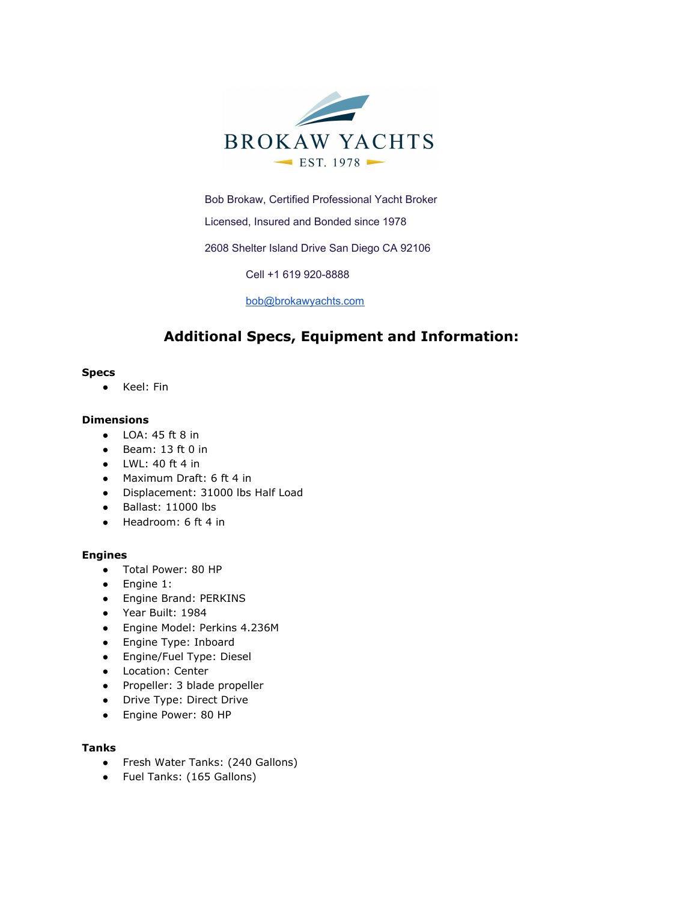BROKAW YACHTS

EST. 1978

Bob Brokaw, Certified Professional Yacht Broker

Licensed, Insured and Bonded since 1978

2608 Shelter Island Drive San Diego CA 92106

Cell +1 619 920-8888

bob@brokawyachts.com

## Additional Specs, Equipment and Information:

**Specs**

- Keel: Fin

**Dimensions**

- LOA: 45 ft 8 in
- Beam: 13 ft 0 in
- LWL: 40 ft 4 in
- Maximum Draft: 6 ft 4 in
- Displacement: 31000 lbs Half Load
- Ballast: 11000 lbs
- Headroom: 6 ft 4 in

**Engines**

- Total Power: 80 HP
- Engine 1:
- Engine Brand: PERKINS
- Year Built: 1984
- Engine Model: Perkins 4.236M
- Engine Type: Inboard
- Engine/Fuel Type: Diesel
- Location: Center
- Propeller: 3 blade propeller
- Drive Type: Direct Drive
- Engine Power: 80 HP

**Tanks**

- Fresh Water Tanks: (240 Gallons)
- Fuel Tanks: (165 Gallons)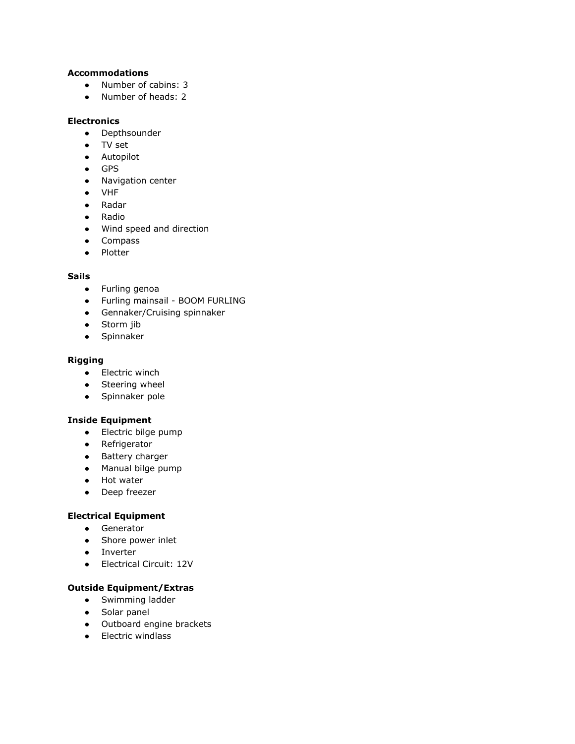**Accommodations**

- Number of cabins: 3
- Number of heads: 2

**Electronics**

- Depthsounder
- TV set
- Autopilot
- GPS
- Navigation center
- VHF
- Radar
- Radio
- Wind speed and direction
- Compass
- Plotter

**Sails**

- Furling genoa
- Furling mainsail - BOOM FURLING
- Gennaker/Cruising spinnaker
- Storm jib
- Spinnaker

**Rigging**

- Electric winch
- Steering wheel
- Spinnaker pole

**Inside Equipment**

- Electric bilge pump
- Refrigerator
- Battery charger
- Manual bilge pump
- Hot water
- Deep freezer

**Electrical Equipment**

- Generator
- Shore power inlet
- Inverter
- Electrical Circuit: 12V

**Outside Equipment/Extras**

- Swimming ladder
- Solar panel
- Outboard engine brackets
- Electric windlass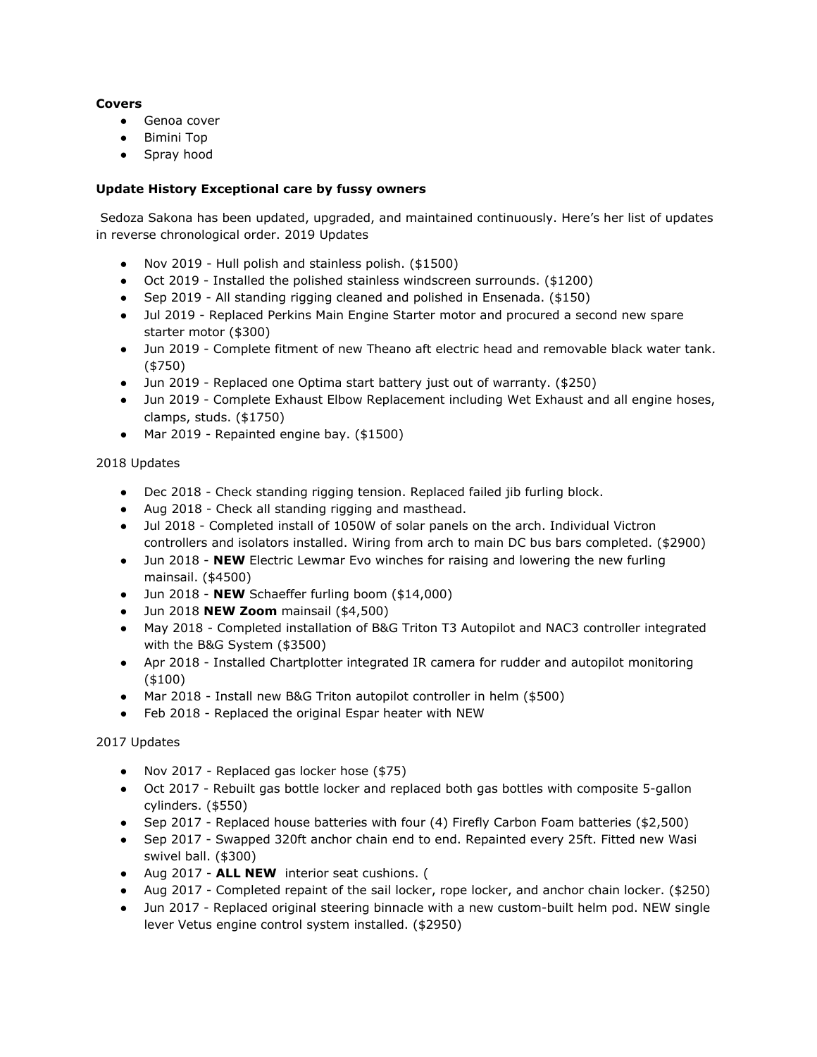**Covers**

- Genoa cover
- Bimini Top
- Spray hood

**Update History Exceptional care by fussy owners**

Sedoza Sakona has been updated, upgraded, and maintained continuously. Here's her list of updates in reverse chronological order. 2019 Updates

- Nov 2019 - Hull polish and stainless polish. ($1500)
- Oct 2019 - Installed the polished stainless windscreen surrounds. ($1200)
- Sep 2019 - All standing rigging cleaned and polished in Ensenada. ($150)
- Jul 2019 - Replaced Perkins Main Engine Starter motor and procured a second new spare starter motor ($300)
- Jun 2019 - Complete fitment of new Theano aft electric head and removable black water tank. ($750)
- Jun 2019 - Replaced one Optima start battery just out of warranty. ($250)
- Jun 2019 - Complete Exhaust Elbow Replacement including Wet Exhaust and all engine hoses, clamps, studs. ($1750)
- Mar 2019 - Repainted engine bay. ($1500)

2018 Updates

- Dec 2018 - Check standing rigging tension. Replaced failed jib furling block.
- Aug 2018 - Check all standing rigging and masthead.
- Jul 2018 - Completed install of 1050W of solar panels on the arch. Individual Victron controllers and isolators installed. Wiring from arch to main DC bus bars completed. ($2900)
- Jun 2018 - **NEW** Electric Lewmar Evo winches for raising and lowering the new furling mainsail. ($4500)
- Jun 2018 - **NEW** Schaeffer furling boom ($14,000)
- Jun 2018 **NEW Zoom** mainsail ($4,500)
- May 2018 - Completed installation of B&G Triton T3 Autopilot and NAC3 controller integrated with the B&G System ($3500)
- Apr 2018 - Installed Chartplotter integrated IR camera for rudder and autopilot monitoring ($100)
- Mar 2018 - Install new B&G Triton autopilot controller in helm ($500)
- Feb 2018 - Replaced the original Espar heater with NEW

2017 Updates

- Nov 2017 - Replaced gas locker hose ($75)
- Oct 2017 - Rebuilt gas bottle locker and replaced both gas bottles with composite 5-gallon cylinders. ($550)
- Sep 2017 - Replaced house batteries with four (4) Firefly Carbon Foam batteries ($2,500)
- Sep 2017 - Swapped 320ft anchor chain end to end. Repainted every 25ft. Fitted new Wasi swivel ball. ($300)
- Aug 2017 - **ALL NEW** interior seat cushions. (
- Aug 2017 - Completed repaint of the sail locker, rope locker, and anchor chain locker. ($250)
- Jun 2017 - Replaced original steering binnacle with a new custom-built helm pod. NEW single lever Vetus engine control system installed. ($2950)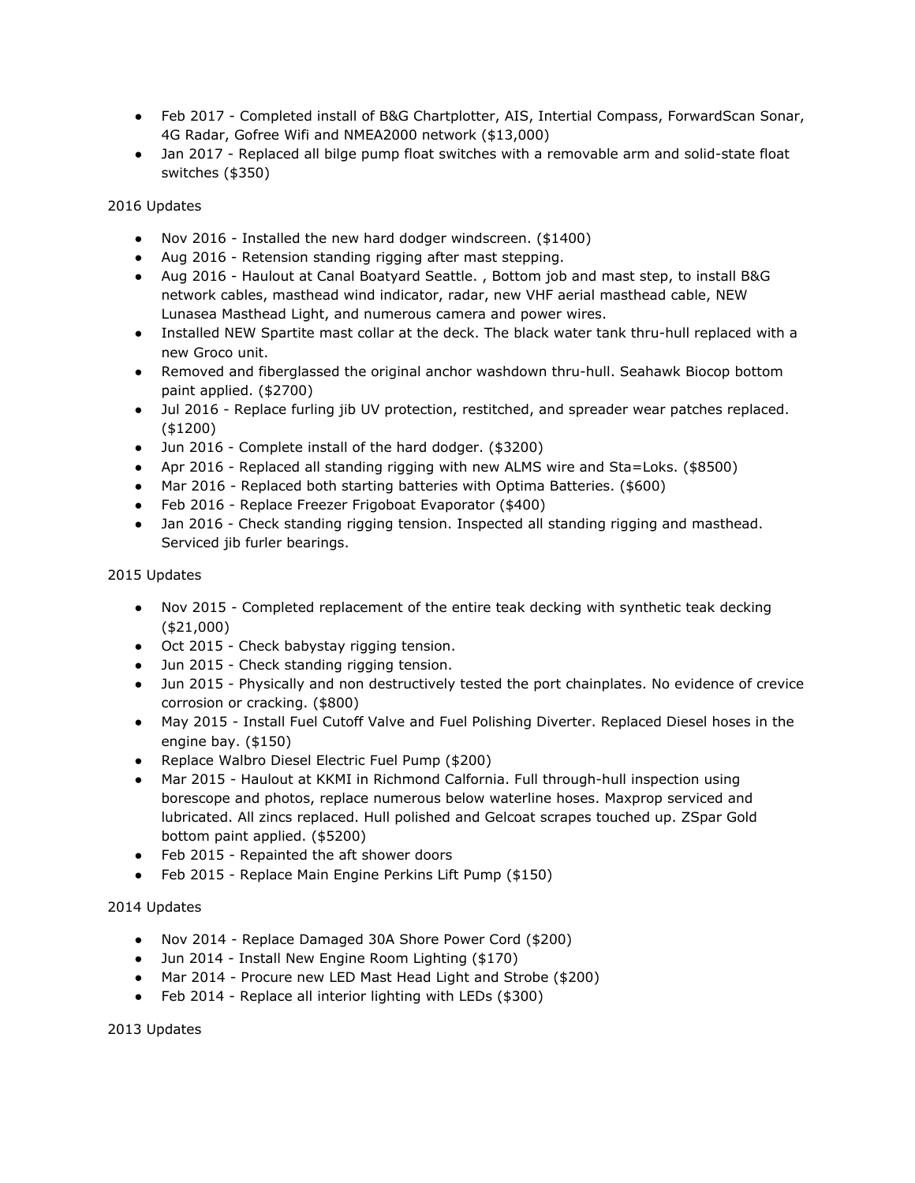- Feb 2017 - Completed install of B&G Chartplotter, AIS, Intertial Compass, ForwardScan Sonar, 4G Radar, Gofree Wifi and NMEA2000 network ($13,000)
- Jan 2017 - Replaced all bilge pump float switches with a removable arm and solid-state float switches ($350)

2016 Updates

- Nov 2016 - Installed the new hard dodger windscreen. ($1400)
- Aug 2016 - Retension standing rigging after mast stepping.
- Aug 2016 - Haulout at Canal Boatyard Seattle. , Bottom job and mast step, to install B&G network cables, masthead wind indicator, radar, new VHF aerial masthead cable, NEW Lunasea Masthead Light, and numerous camera and power wires.
- Installed NEW Spartite mast collar at the deck. The black water tank thru-hull replaced with a new Groco unit.
- Removed and fiberglassed the original anchor washdown thru-hull. Seahawk Biocop bottom paint applied. ($2700)
- Jul 2016 - Replace furling jib UV protection, restitched, and spreader wear patches replaced. ($1200)
- Jun 2016 - Complete install of the hard dodger. ($3200)
- Apr 2016 - Replaced all standing rigging with new ALMS wire and Sta=Loks. ($8500)
- Mar 2016 - Replaced both starting batteries with Optima Batteries. ($600)
- Feb 2016 - Replace Freezer Frigoboat Evaporator ($400)
- Jan 2016 - Check standing rigging tension. Inspected all standing rigging and masthead. Serviced jib furler bearings.

2015 Updates

- Nov 2015 - Completed replacement of the entire teak decking with synthetic teak decking ($21,000)
- Oct 2015 - Check babystay rigging tension.
- Jun 2015 - Check standing rigging tension.
- Jun 2015 - Physically and non destructively tested the port chainplates. No evidence of crevice corrosion or cracking. ($800)
- May 2015 - Install Fuel Cutoff Valve and Fuel Polishing Diverter. Replaced Diesel hoses in the engine bay. ($150)
- Replace Walbro Diesel Electric Fuel Pump ($200)
- Mar 2015 - Haulout at KKMI in Richmond Calfornia. Full through-hull inspection using borescope and photos, replace numerous below waterline hoses. Maxprop serviced and lubricated. All zincs replaced. Hull polished and Gelcoat scrapes touched up. ZSpar Gold bottom paint applied. ($5200)
- Feb 2015 - Repainted the aft shower doors
- Feb 2015 - Replace Main Engine Perkins Lift Pump ($150)

2014 Updates

- Nov 2014 - Replace Damaged 30A Shore Power Cord ($200)
- Jun 2014 - Install New Engine Room Lighting ($170)
- Mar 2014 - Procure new LED Mast Head Light and Strobe ($200)
- Feb 2014 - Replace all interior lighting with LEDs ($300)

2013 Updates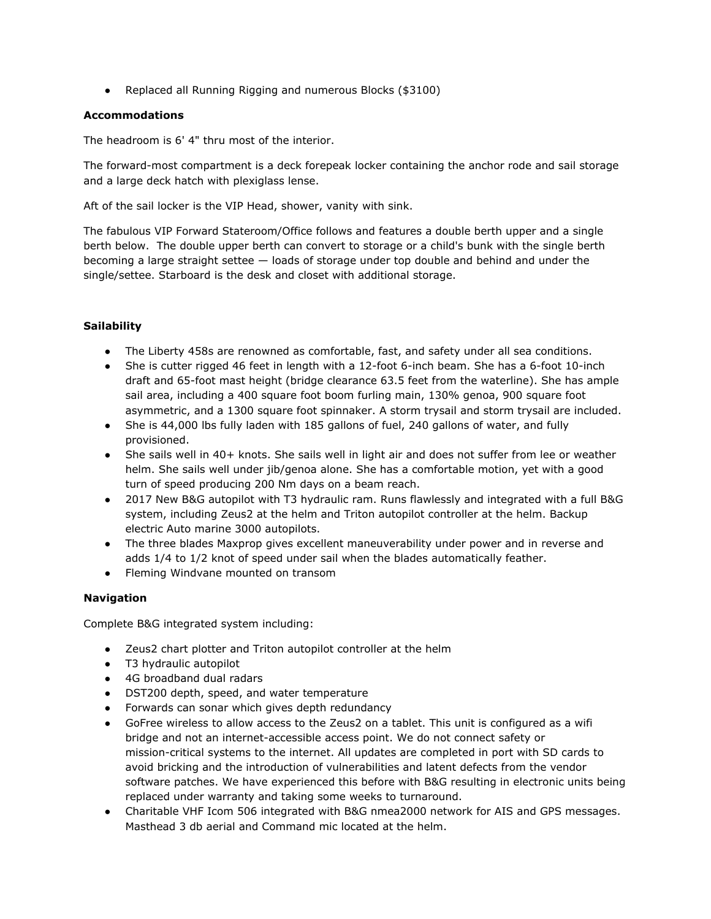- Replaced all Running Rigging and numerous Blocks ($3100)

**Accommodations**

The headroom is 6' 4" thru most of the interior.

The forward-most compartment is a deck forepeak locker containing the anchor rode and sail storage and a large deck hatch with plexiglass lense.

Aft of the sail locker is the VIP Head, shower, vanity with sink.

The fabulous VIP Forward Stateroom/Office follows and features a double berth upper and a single berth below. The double upper berth can convert to storage or a child's bunk with the single berth becoming a large straight settee — loads of storage under top double and behind and under the single/settee. Starboard is the desk and closet with additional storage.

**Sailability**

- The Liberty 458s are renowned as comfortable, fast, and safety under all sea conditions.
- She is cutter rigged 46 feet in length with a 12-foot 6-inch beam. She has a 6-foot 10-inch draft and 65-foot mast height (bridge clearance 63.5 feet from the waterline). She has ample sail area, including a 400 square foot boom furling main, 130% genoa, 900 square foot asymmetric, and a 1300 square foot spinnaker. A storm trysail and storm trysail are included.
- She is 44,000 lbs fully laden with 185 gallons of fuel, 240 gallons of water, and fully provisioned.
- She sails well in 40+ knots. She sails well in light air and does not suffer from lee or weather helm. She sails well under jib/genoa alone. She has a comfortable motion, yet with a good turn of speed producing 200 Nm days on a beam reach.
- 2017 New B&G autopilot with T3 hydraulic ram. Runs flawlessly and integrated with a full B&G system, including Zeus2 at the helm and Triton autopilot controller at the helm. Backup electric Auto marine 3000 autopilots.
- The three blades Maxprop gives excellent maneuverability under power and in reverse and adds 1/4 to 1/2 knot of speed under sail when the blades automatically feather.
- Fleming Windvane mounted on transom

**Navigation**

Complete B&G integrated system including:

- Zeus2 chart plotter and Triton autopilot controller at the helm
- T3 hydraulic autopilot
- 4G broadband dual radars
- DST200 depth, speed, and water temperature
- Forwards can sonar which gives depth redundancy
- GoFree wireless to allow access to the Zeus2 on a tablet. This unit is configured as a wifi bridge and not an internet-accessible access point. We do not connect safety or mission-critical systems to the internet. All updates are completed in port with SD cards to avoid bricking and the introduction of vulnerabilities and latent defects from the vendor software patches. We have experienced this before with B&G resulting in electronic units being replaced under warranty and taking some weeks to turnaround.
- Charitable VHF Icom 506 integrated with B&G nmea2000 network for AIS and GPS messages. Masthead 3 db aerial and Command mic located at the helm.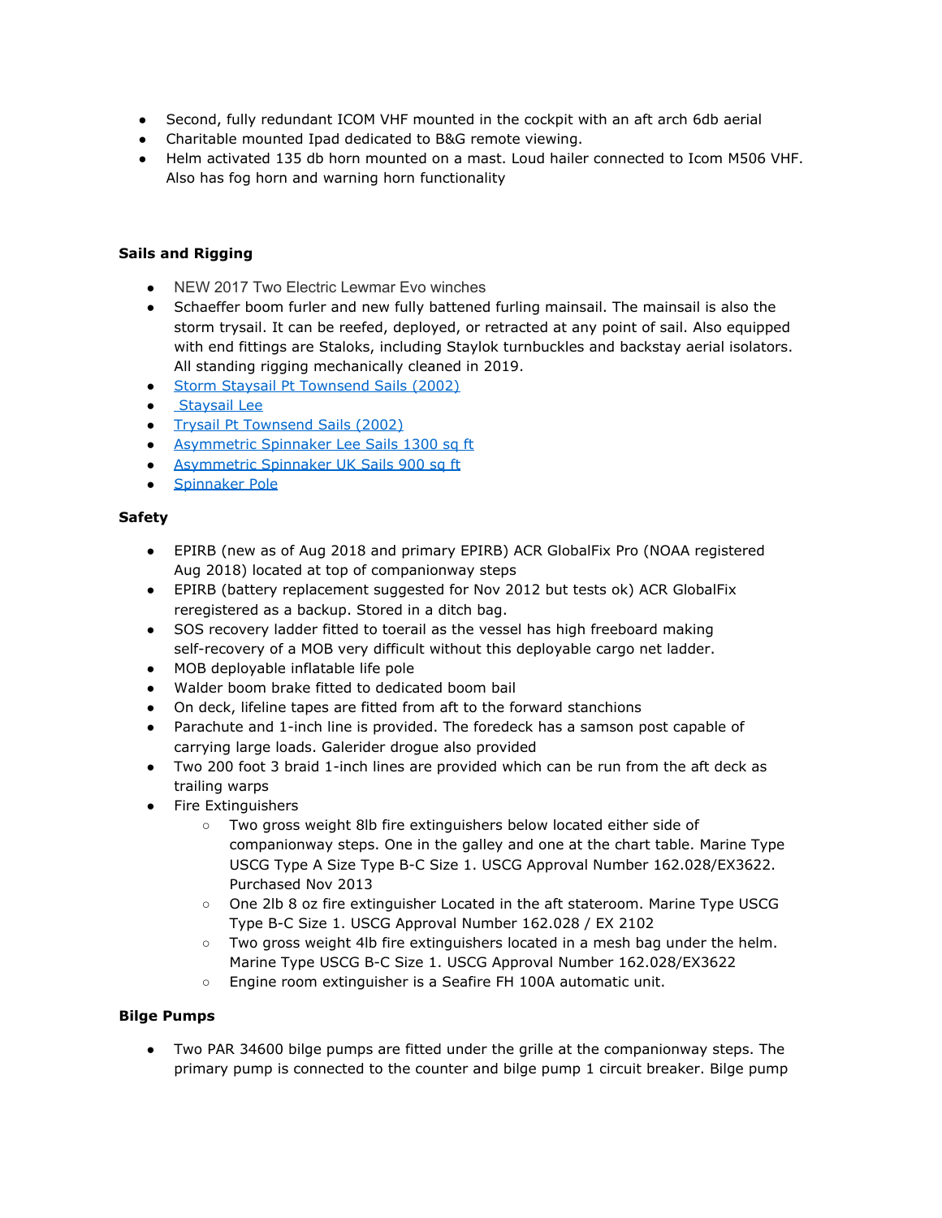- Second, fully redundant ICOM VHF mounted in the cockpit with an aft arch 6db aerial
- Charitable mounted Ipad dedicated to B&G remote viewing.
- Helm activated 135 db horn mounted on a mast. Loud hailer connected to Icom M506 VHF. Also has fog horn and warning horn functionality

**Sails and Rigging**

- NEW 2017 Two Electric Lewmar Evo winches
- Schaeffer boom furler and new fully battened furling mainsail. The mainsail is also the storm trysail. It can be reefed, deployed, or retracted at any point of sail. Also equipped with end fittings are Staloks, including Staylok turnbuckles and backstay aerial isolators. All standing rigging mechanically cleaned in 2019.
- Storm Staysail Pt Townsend Sails (2002)
- Staysail Lee
- Trysail Pt Townsend Sails (2002)
- Asymmetric Spinnaker Lee Sails 1300 sq ft
- Asymmetric Spinnaker UK Sails 900 sq ft
- Spinnaker Pole

**Safety**

- EPIRB (new as of Aug 2018 and primary EPIRB) ACR GlobalFix Pro (NOAA registered Aug 2018) located at top of companionway steps
- EPIRB (battery replacement suggested for Nov 2012 but tests ok) ACR GlobalFix reregistered as a backup. Stored in a ditch bag.
- SOS recovery ladder fitted to toerail as the vessel has high freeboard making self-recovery of a MOB very difficult without this deployable cargo net ladder.
- MOB deployable inflatable life pole
- Walder boom brake fitted to dedicated boom bail
- On deck, lifeline tapes are fitted from aft to the forward stanchions
- Parachute and 1-inch line is provided. The foredeck has a samson post capable of carrying large loads. Galerider drogue also provided
- Two 200 foot 3 braid 1-inch lines are provided which can be run from the aft deck as trailing warps
- Fire Extinguishers
    - Two gross weight 8lb fire extinguishers below located either side of companionway steps. One in the galley and one at the chart table. Marine Type USCG Type A Size Type B-C Size 1. USCG Approval Number 162.028/EX3622. Purchased Nov 2013
    - One 2lb 8 oz fire extinguisher Located in the aft stateroom. Marine Type USCG Type B-C Size 1. USCG Approval Number 162.028 / EX 2102
    - Two gross weight 4lb fire extinguishers located in a mesh bag under the helm. Marine Type USCG B-C Size 1. USCG Approval Number 162.028/EX3622
    - Engine room extinguisher is a Seafire FH 100A automatic unit.

**Bilge Pumps**

- Two PAR 34600 bilge pumps are fitted under the grille at the companionway steps. The primary pump is connected to the counter and bilge pump 1 circuit breaker. Bilge pump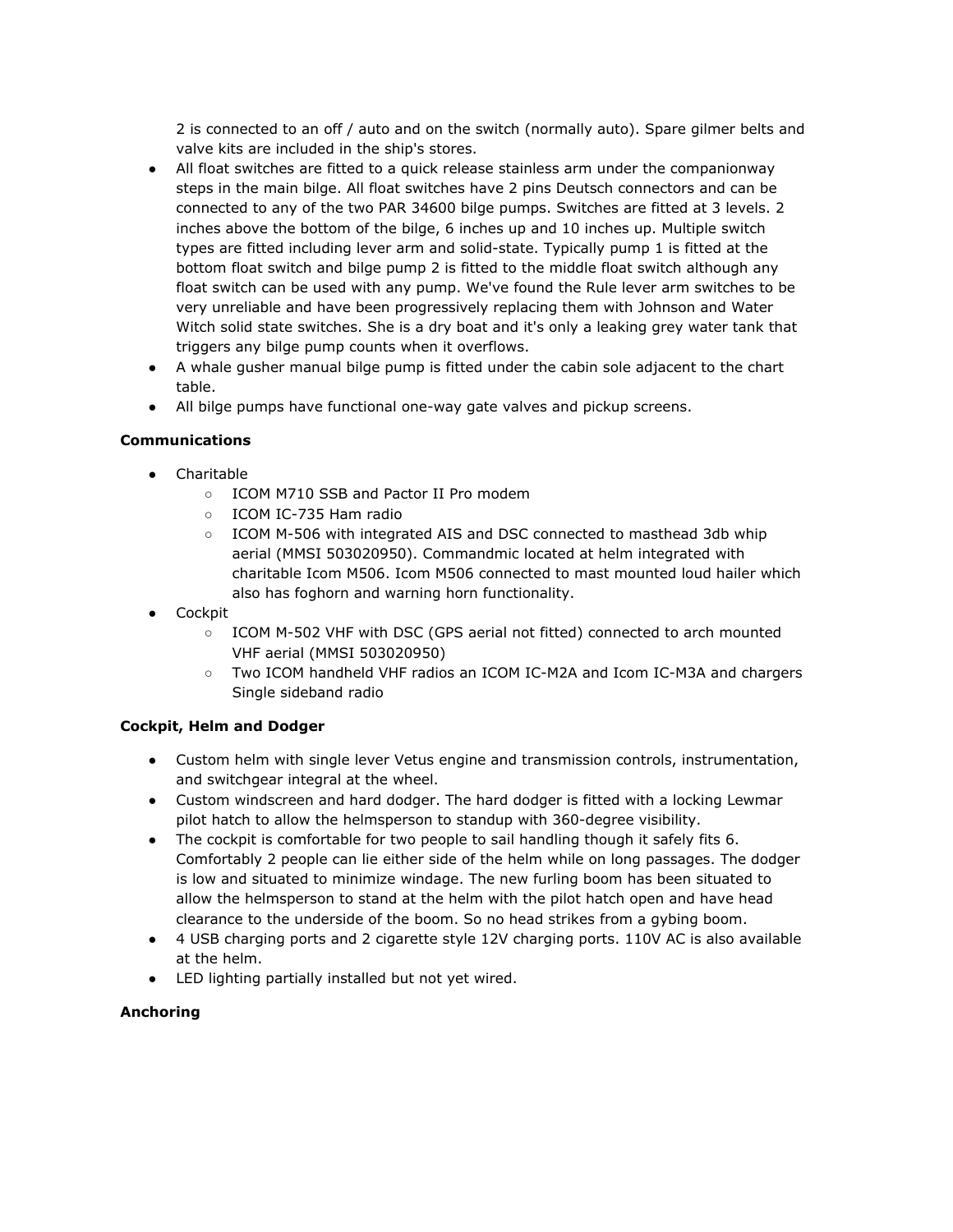2 is connected to an off / auto and on the switch (normally auto). Spare gilmer belts and valve kits are included in the ship's stores.

- All float switches are fitted to a quick release stainless arm under the companionway steps in the main bilge. All float switches have 2 pins Deutsch connectors and can be connected to any of the two PAR 34600 bilge pumps. Switches are fitted at 3 levels. 2 inches above the bottom of the bilge, 6 inches up and 10 inches up. Multiple switch types are fitted including lever arm and solid-state. Typically pump 1 is fitted at the bottom float switch and bilge pump 2 is fitted to the middle float switch although any float switch can be used with any pump. We've found the Rule lever arm switches to be very unreliable and have been progressively replacing them with Johnson and Water Witch solid state switches. She is a dry boat and it's only a leaking grey water tank that triggers any bilge pump counts when it overflows.
- A whale gusher manual bilge pump is fitted under the cabin sole adjacent to the chart table.
- All bilge pumps have functional one-way gate valves and pickup screens.

**Communications**

- Charitable
  - ICOM M710 SSB and Pactor II Pro modem
  - ICOM IC-735 Ham radio
  - ICOM M-506 with integrated AIS and DSC connected to masthead 3db whip aerial (MMSI 503020950). Commandmic located at helm integrated with charitable Icom M506. Icom M506 connected to mast mounted loud hailer which also has foghorn and warning horn functionality.
- Cockpit
  - ICOM M-502 VHF with DSC (GPS aerial not fitted) connected to arch mounted VHF aerial (MMSI 503020950)
  - Two ICOM handheld VHF radios an ICOM IC-M2A and Icom IC-M3A and chargers Single sideband radio

**Cockpit, Helm and Dodger**

- Custom helm with single lever Vetus engine and transmission controls, instrumentation, and switchgear integral at the wheel.
- Custom windscreen and hard dodger. The hard dodger is fitted with a locking Lewmar pilot hatch to allow the helmsperson to standup with 360-degree visibility.
- The cockpit is comfortable for two people to sail handling though it safely fits 6. Comfortably 2 people can lie either side of the helm while on long passages. The dodger is low and situated to minimize windage. The new furling boom has been situated to allow the helmsperson to stand at the helm with the pilot hatch open and have head clearance to the underside of the boom. So no head strikes from a gybing boom.
- 4 USB charging ports and 2 cigarette style 12V charging ports. 110V AC is also available at the helm.
- LED lighting partially installed but not yet wired.

**Anchoring**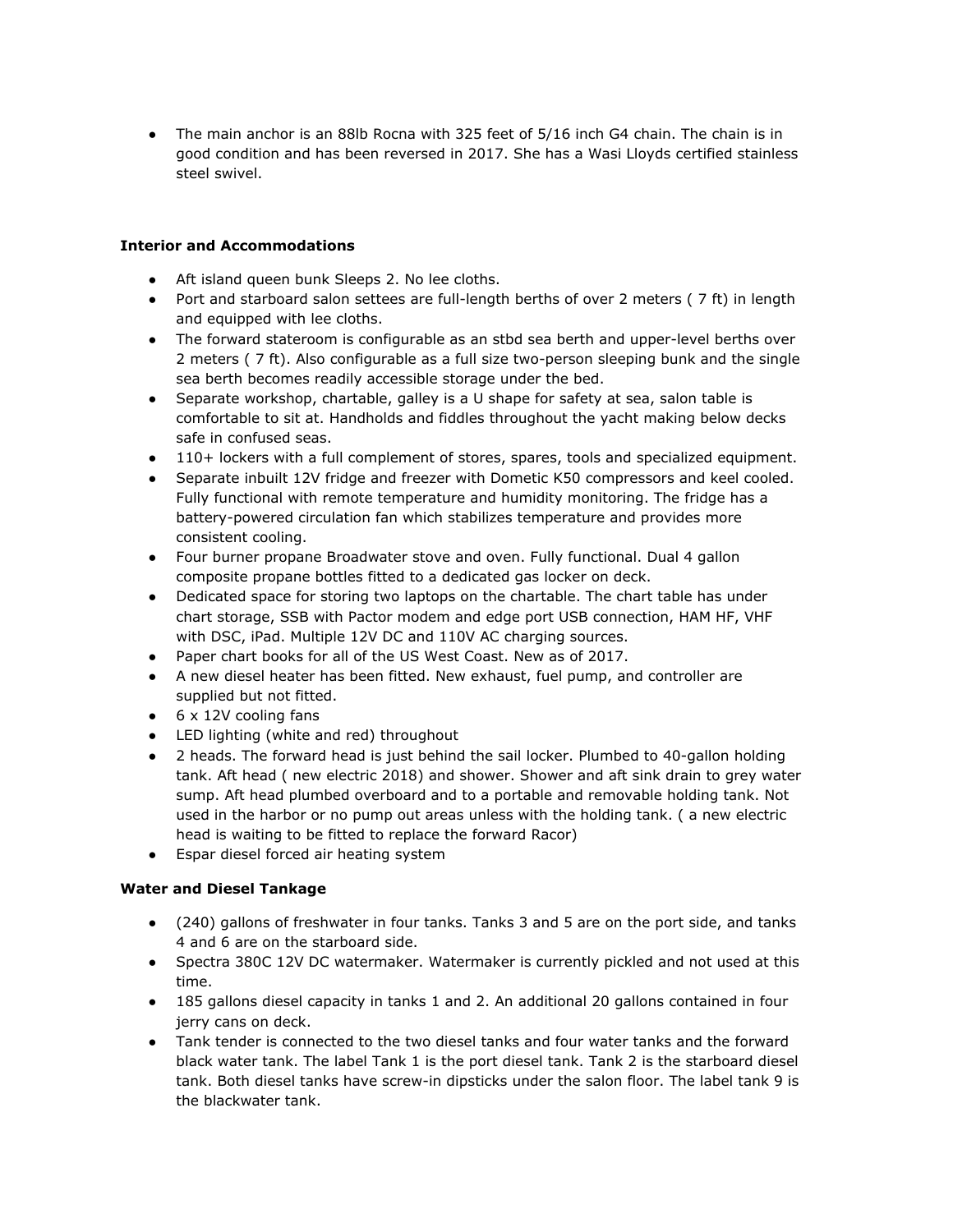- The main anchor is an 88lb Rocna with 325 feet of 5/16 inch G4 chain. The chain is in good condition and has been reversed in 2017. She has a Wasi Lloyds certified stainless steel swivel.

**Interior and Accommodations**

- Aft island queen bunk Sleeps 2. No lee cloths.
- Port and starboard salon settees are full-length berths of over 2 meters ( 7 ft) in length and equipped with lee cloths.
- The forward stateroom is configurable as an stbd sea berth and upper-level berths over 2 meters ( 7 ft). Also configurable as a full size two-person sleeping bunk and the single sea berth becomes readily accessible storage under the bed.
- Separate workshop, chartable, galley is a U shape for safety at sea, salon table is comfortable to sit at. Handholds and fiddles throughout the yacht making below decks safe in confused seas.
- 110+ lockers with a full complement of stores, spares, tools and specialized equipment.
- Separate inbuilt 12V fridge and freezer with Dometic K50 compressors and keel cooled. Fully functional with remote temperature and humidity monitoring. The fridge has a battery-powered circulation fan which stabilizes temperature and provides more consistent cooling.
- Four burner propane Broadwater stove and oven. Fully functional. Dual 4 gallon composite propane bottles fitted to a dedicated gas locker on deck.
- Dedicated space for storing two laptops on the chartable. The chart table has under chart storage, SSB with Pactor modem and edge port USB connection, HAM HF, VHF with DSC, iPad. Multiple 12V DC and 110V AC charging sources.
- Paper chart books for all of the US West Coast. New as of 2017.
- A new diesel heater has been fitted. New exhaust, fuel pump, and controller are supplied but not fitted.
- 6 x 12V cooling fans
- LED lighting (white and red) throughout
- 2 heads. The forward head is just behind the sail locker. Plumbed to 40-gallon holding tank. Aft head ( new electric 2018) and shower. Shower and aft sink drain to grey water sump. Aft head plumbed overboard and to a portable and removable holding tank. Not used in the harbor or no pump out areas unless with the holding tank. ( a new electric head is waiting to be fitted to replace the forward Racor)
- Espar diesel forced air heating system

**Water and Diesel Tankage**

- (240) gallons of freshwater in four tanks. Tanks 3 and 5 are on the port side, and tanks 4 and 6 are on the starboard side.
- Spectra 380C 12V DC watermaker. Watermaker is currently pickled and not used at this time.
- 185 gallons diesel capacity in tanks 1 and 2. An additional 20 gallons contained in four jerry cans on deck.
- Tank tender is connected to the two diesel tanks and four water tanks and the forward black water tank. The label Tank 1 is the port diesel tank. Tank 2 is the starboard diesel tank. Both diesel tanks have screw-in dipsticks under the salon floor. The label tank 9 is the blackwater tank.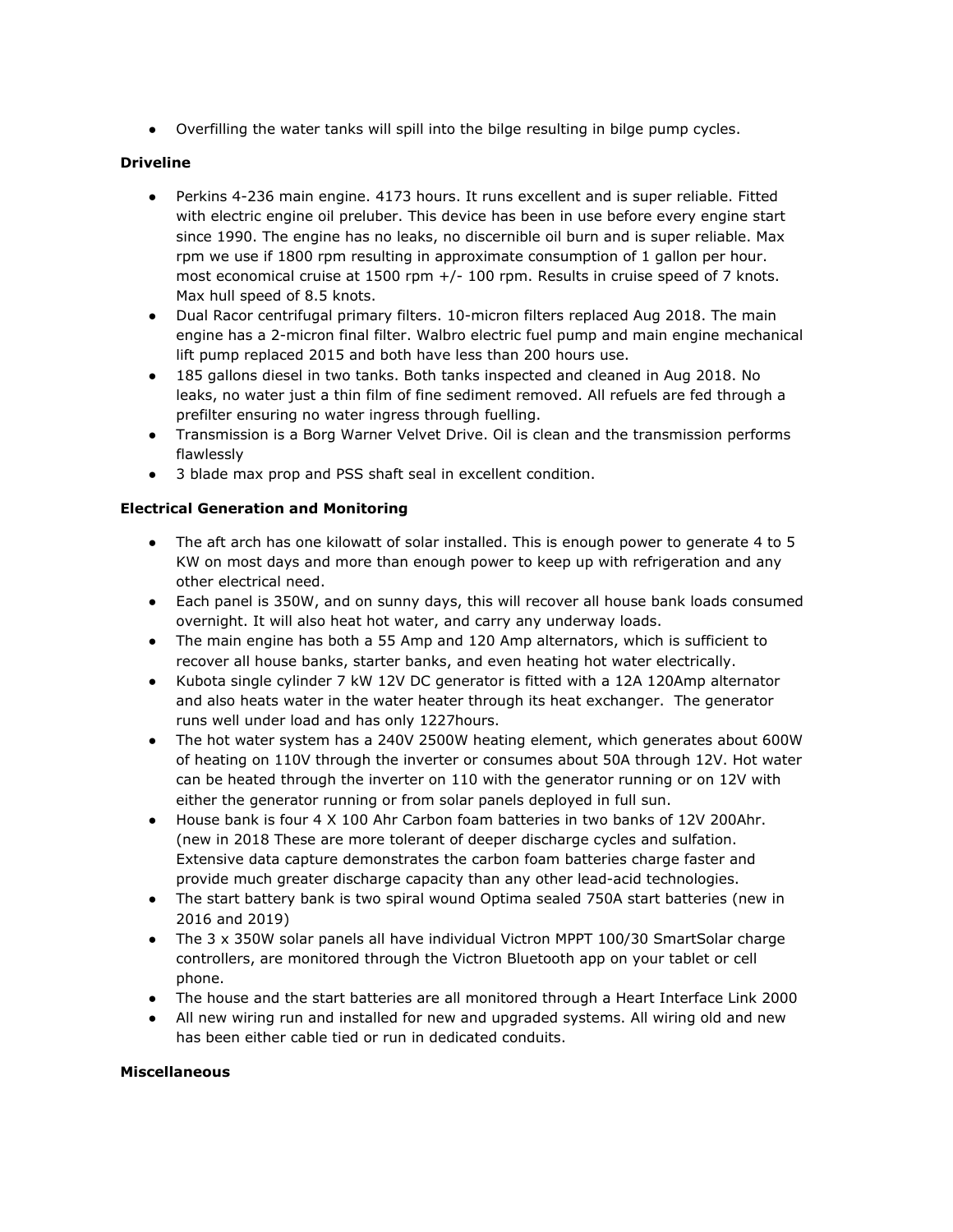- Overfilling the water tanks will spill into the bilge resulting in bilge pump cycles.

**Driveline**

- Perkins 4-236 main engine. 4173 hours. It runs excellent and is super reliable. Fitted with electric engine oil preluber. This device has been in use before every engine start since 1990. The engine has no leaks, no discernible oil burn and is super reliable. Max rpm we use if 1800 rpm resulting in approximate consumption of 1 gallon per hour. most economical cruise at 1500 rpm +/- 100 rpm. Results in cruise speed of 7 knots. Max hull speed of 8.5 knots.
- Dual Racor centrifugal primary filters. 10-micron filters replaced Aug 2018. The main engine has a 2-micron final filter. Walbro electric fuel pump and main engine mechanical lift pump replaced 2015 and both have less than 200 hours use.
- 185 gallons diesel in two tanks. Both tanks inspected and cleaned in Aug 2018. No leaks, no water just a thin film of fine sediment removed. All refuels are fed through a prefilter ensuring no water ingress through fuelling.
- Transmission is a Borg Warner Velvet Drive. Oil is clean and the transmission performs flawlessly
- 3 blade max prop and PSS shaft seal in excellent condition.

**Electrical Generation and Monitoring**

- The aft arch has one kilowatt of solar installed. This is enough power to generate 4 to 5 KW on most days and more than enough power to keep up with refrigeration and any other electrical need.
- Each panel is 350W, and on sunny days, this will recover all house bank loads consumed overnight. It will also heat hot water, and carry any underway loads.
- The main engine has both a 55 Amp and 120 Amp alternators, which is sufficient to recover all house banks, starter banks, and even heating hot water electrically.
- Kubota single cylinder 7 kW 12V DC generator is fitted with a 12A 120Amp alternator and also heats water in the water heater through its heat exchanger. The generator runs well under load and has only 1227hours.
- The hot water system has a 240V 2500W heating element, which generates about 600W of heating on 110V through the inverter or consumes about 50A through 12V. Hot water can be heated through the inverter on 110 with the generator running or on 12V with either the generator running or from solar panels deployed in full sun.
- House bank is four 4 X 100 Ahr Carbon foam batteries in two banks of 12V 200Ahr. (new in 2018 These are more tolerant of deeper discharge cycles and sulfation. Extensive data capture demonstrates the carbon foam batteries charge faster and provide much greater discharge capacity than any other lead-acid technologies.
- The start battery bank is two spiral wound Optima sealed 750A start batteries (new in 2016 and 2019)
- The 3 x 350W solar panels all have individual Victron MPPT 100/30 SmartSolar charge controllers, are monitored through the Victron Bluetooth app on your tablet or cell phone.
- The house and the start batteries are all monitored through a Heart Interface Link 2000
- All new wiring run and installed for new and upgraded systems. All wiring old and new has been either cable tied or run in dedicated conduits.

**Miscellaneous**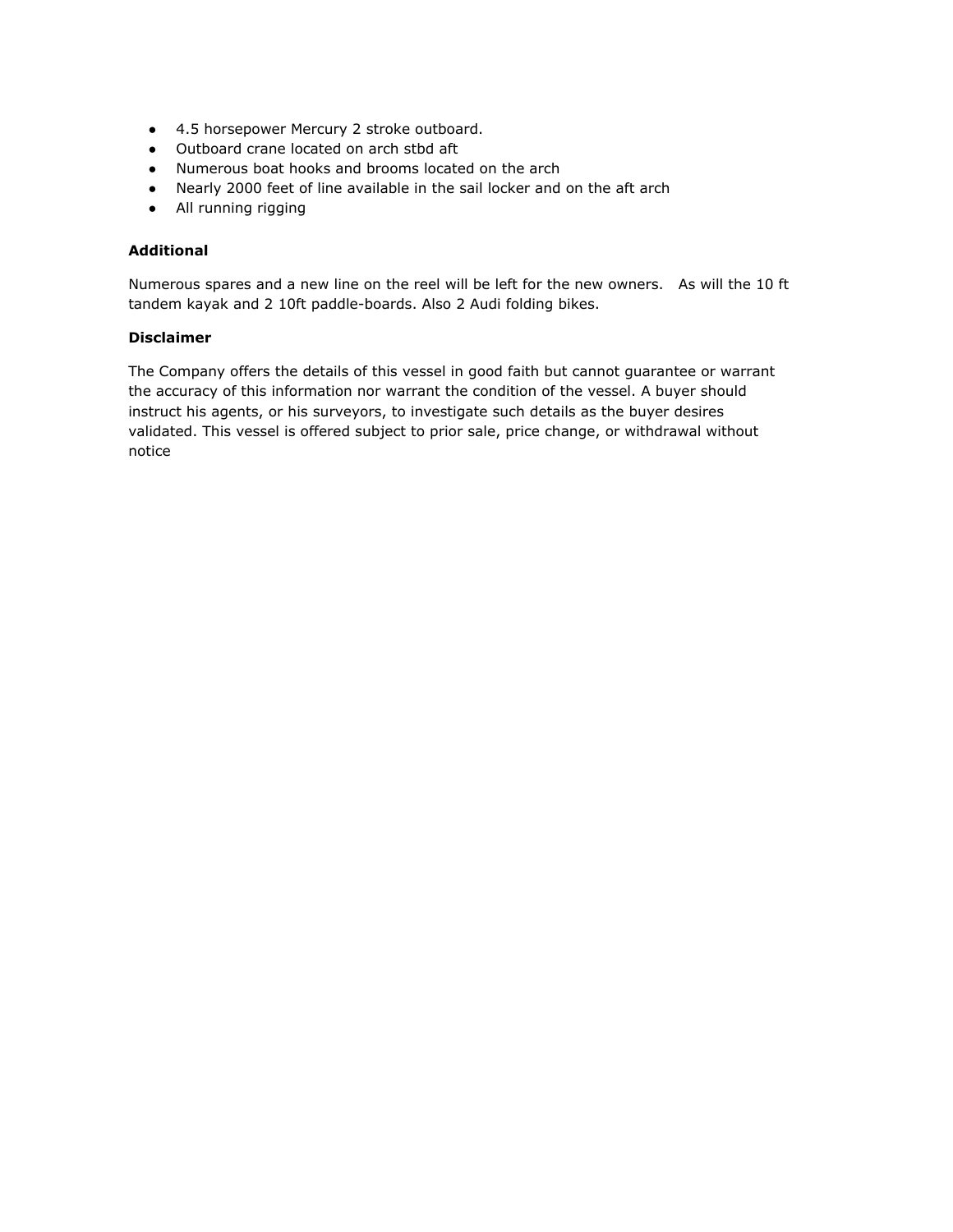- 4.5 horsepower Mercury 2 stroke outboard.
- Outboard crane located on arch stbd aft
- Numerous boat hooks and brooms located on the arch
- Nearly 2000 feet of line available in the sail locker and on the aft arch
- All running rigging

**Additional**

Numerous spares and a new line on the reel will be left for the new owners.   As will the 10 ft tandem kayak and 2 10ft paddle-boards. Also 2 Audi folding bikes.

**Disclaimer**

The Company offers the details of this vessel in good faith but cannot guarantee or warrant the accuracy of this information nor warrant the condition of the vessel. A buyer should instruct his agents, or his surveyors, to investigate such details as the buyer desires validated. This vessel is offered subject to prior sale, price change, or withdrawal without notice